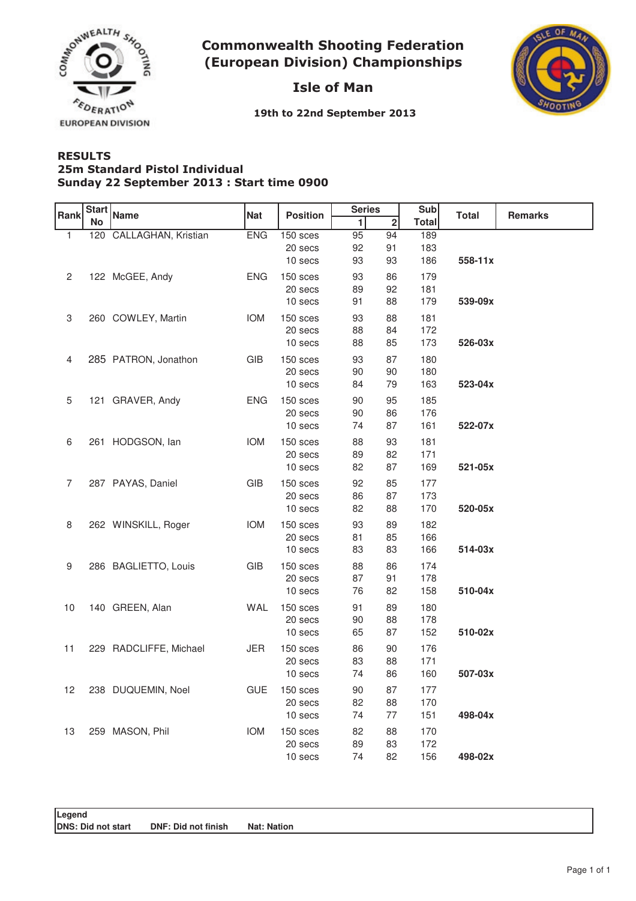# Commonwealth Shooting Federation (European Division) Championships

## Isle of Man

19th to 22nd September 2013

### RESULTS
### 25m Standard Pistol Individual
### Sunday 22 September 2013 : Start time 0900

| Rank | Start No | Name | Nat | Position | Series 1 | Series 2 | Sub Total | Total | Remarks |
|---|---|---|---|---|---|---|---|---|---|
| 1 | 120 | CALLAGHAN, Kristian | ENG | 150 sces | 95 | 94 | 189 | | |
| | | | | 20 secs | 92 | 91 | 183 | | |
| | | | | 10 secs | 93 | 93 | 186 | **558-11x** | |
| 2 | 122 | McGEE, Andy | ENG | 150 sces | 93 | 86 | 179 | | |
| | | | | 20 secs | 89 | 92 | 181 | | |
| | | | | 10 secs | 91 | 88 | 179 | **539-09x** | |
| 3 | 260 | COWLEY, Martin | IOM | 150 sces | 93 | 88 | 181 | | |
| | | | | 20 secs | 88 | 84 | 172 | | |
| | | | | 10 secs | 88 | 85 | 173 | **526-03x** | |
| 4 | 285 | PATRON, Jonathon | GIB | 150 sces | 93 | 87 | 180 | | |
| | | | | 20 secs | 90 | 90 | 180 | | |
| | | | | 10 secs | 84 | 79 | 163 | **523-04x** | |
| 5 | 121 | GRAVER, Andy | ENG | 150 sces | 90 | 95 | 185 | | |
| | | | | 20 secs | 90 | 86 | 176 | | |
| | | | | 10 secs | 74 | 87 | 161 | **522-07x** | |
| 6 | 261 | HODGSON, Ian | IOM | 150 sces | 88 | 93 | 181 | | |
| | | | | 20 secs | 89 | 82 | 171 | | |
| | | | | 10 secs | 82 | 87 | 169 | **521-05x** | |
| 7 | 287 | PAYAS, Daniel | GIB | 150 sces | 92 | 85 | 177 | | |
| | | | | 20 secs | 86 | 87 | 173 | | |
| | | | | 10 secs | 82 | 88 | 170 | **520-05x** | |
| 8 | 262 | WINSKILL, Roger | IOM | 150 sces | 93 | 89 | 182 | | |
| | | | | 20 secs | 81 | 85 | 166 | | |
| | | | | 10 secs | 83 | 83 | 166 | **514-03x** | |
| 9 | 286 | BAGLIETTO, Louis | GIB | 150 sces | 88 | 86 | 174 | | |
| | | | | 20 secs | 87 | 91 | 178 | | |
| | | | | 10 secs | 76 | 82 | 158 | **510-04x** | |
| 10 | 140 | GREEN, Alan | WAL | 150 sces | 91 | 89 | 180 | | |
| | | | | 20 secs | 90 | 88 | 178 | | |
| | | | | 10 secs | 65 | 87 | 152 | **510-02x** | |
| 11 | 229 | RADCLIFFE, Michael | JER | 150 sces | 86 | 90 | 176 | | |
| | | | | 20 secs | 83 | 88 | 171 | | |
| | | | | 10 secs | 74 | 86 | 160 | **507-03x** | |
| 12 | 238 | DUQUEMIN, Noel | GUE | 150 sces | 90 | 87 | 177 | | |
| | | | | 20 secs | 82 | 88 | 170 | | |
| | | | | 10 secs | 74 | 77 | 151 | **498-04x** | |
| 13 | 259 | MASON, Phil | IOM | 150 sces | 82 | 88 | 170 | | |
| | | | | 20 secs | 89 | 83 | 172 | | |
| | | | | 10 secs | 74 | 82 | 156 | **498-02x** | |

**Legend**
**DNS: Did not start** **DNF: Did not finish** **Nat: Nation**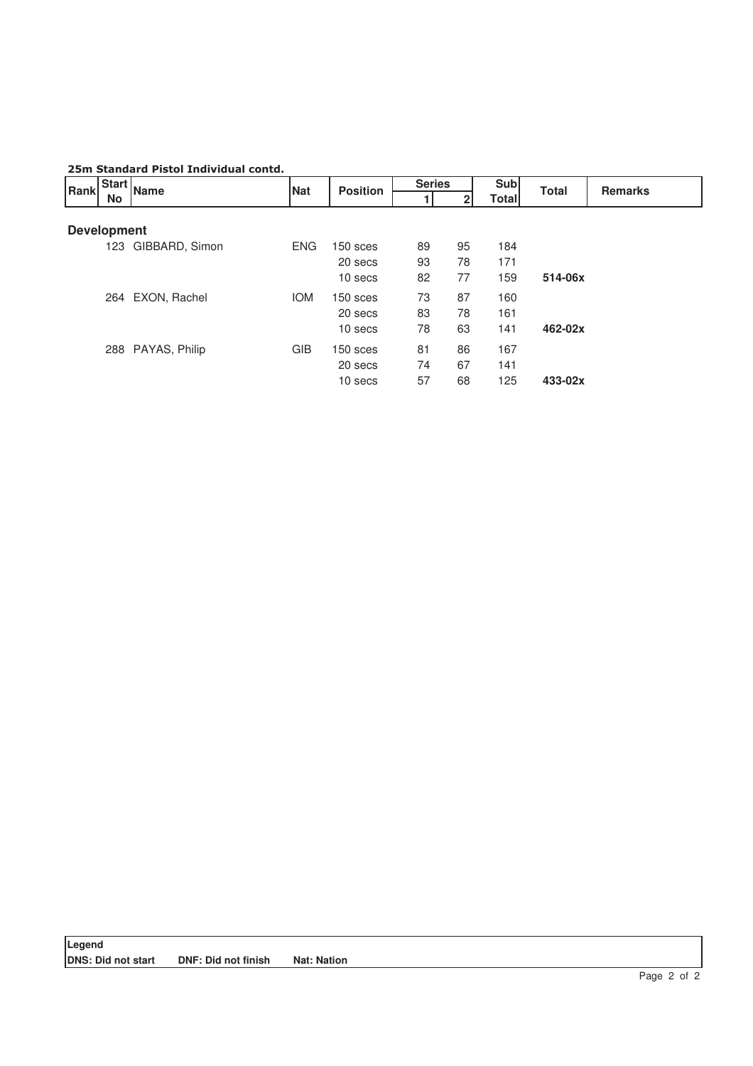**25m Standard Pistol Individual contd.**

| Rank | Start No | Name | Nat | Position | Series 1 | Series 2 | Sub Total | Total | Remarks |
|---|---|---|---|---|---|---|---|---|---|
| **Development** | | | | | | | | | |
| | 123 | GIBBARD, Simon | ENG | 150 sces | 89 | 95 | 184 | | |
| | | | | 20 secs | 93 | 78 | 171 | | |
| | | | | 10 secs | 82 | 77 | 159 | **514-06x** | |
| | 264 | EXON, Rachel | IOM | 150 sces | 73 | 87 | 160 | | |
| | | | | 20 secs | 83 | 78 | 161 | | |
| | | | | 10 secs | 78 | 63 | 141 | **462-02x** | |
| | 288 | PAYAS, Philip | GIB | 150 sces | 81 | 86 | 167 | | |
| | | | | 20 secs | 74 | 67 | 141 | | |
| | | | | 10 secs | 57 | 68 | 125 | **433-02x** | |

**Legend**
**DNS: Did not start** **DNF: Did not finish** **Nat: Nation**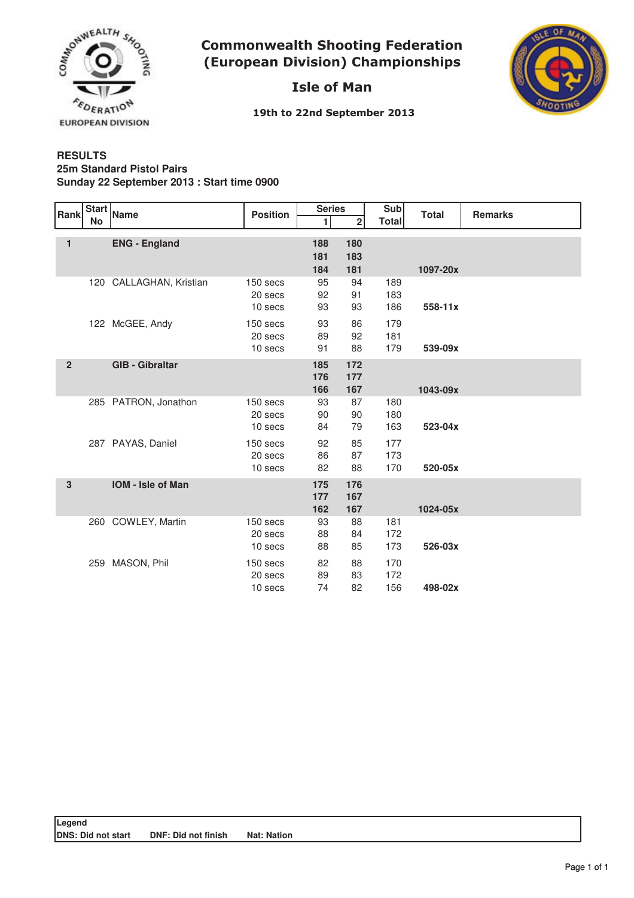# Commonwealth Shooting Federation (European Division) Championships

## Isle of Man

19th to 22nd September 2013

**RESULTS**
**25m Standard Pistol Pairs**
**Sunday 22 September 2013 : Start time 0900**

| Rank | Start No | Name | Position | Series 1 | Series 2 | Sub Total | Total | Remarks |
|---|---|---|---|---|---|---|---|---|
| **1** | | **ENG - England** | | **188** | **180** | | | |
| | | | | **181** | **183** | | | |
| | | | | **184** | **181** | | **1097-20x** | |
| | 120 | CALLAGHAN, Kristian | 150 secs | 95 | 94 | 189 | | |
| | | | 20 secs | 92 | 91 | 183 | | |
| | | | 10 secs | 93 | 93 | 186 | **558-11x** | |
| | 122 | McGEE, Andy | 150 secs | 93 | 86 | 179 | | |
| | | | 20 secs | 89 | 92 | 181 | | |
| | | | 10 secs | 91 | 88 | 179 | **539-09x** | |
| **2** | | **GIB - Gibraltar** | | **185** | **172** | | | |
| | | | | **176** | **177** | | | |
| | | | | **166** | **167** | | **1043-09x** | |
| | 285 | PATRON, Jonathon | 150 secs | 93 | 87 | 180 | | |
| | | | 20 secs | 90 | 90 | 180 | | |
| | | | 10 secs | 84 | 79 | 163 | **523-04x** | |
| | 287 | PAYAS, Daniel | 150 secs | 92 | 85 | 177 | | |
| | | | 20 secs | 86 | 87 | 173 | | |
| | | | 10 secs | 82 | 88 | 170 | **520-05x** | |
| **3** | | **IOM - Isle of Man** | | **175** | **176** | | | |
| | | | | **177** | **167** | | | |
| | | | | **162** | **167** | | **1024-05x** | |
| | 260 | COWLEY, Martin | 150 secs | 93 | 88 | 181 | | |
| | | | 20 secs | 88 | 84 | 172 | | |
| | | | 10 secs | 88 | 85 | 173 | **526-03x** | |
| | 259 | MASON, Phil | 150 secs | 82 | 88 | 170 | | |
| | | | 20 secs | 89 | 83 | 172 | | |
| | | | 10 secs | 74 | 82 | 156 | **498-02x** | |

**Legend**
**DNS: Did not start** **DNF: Did not finish** **Nat: Nation**